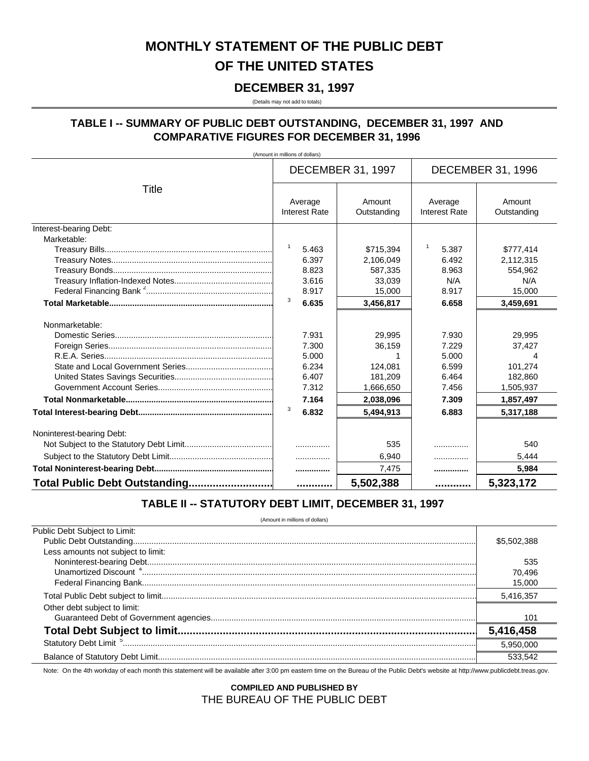# MONTHLY STATEMENT OF THE PUBLIC DEBT OF THE UNITED STATES

## DECEMBER 31, 1997

(Details may not add to totals)

## TABLE I -- SUMMARY OF PUBLIC DEBT OUTSTANDING, DECEMBER 31, 1997 AND COMPARATIVE FIGURES FOR DECEMBER 31, 1996

(Amount in millions of dollars)

| Title | DECEMBER 31, 1997 | | DECEMBER 31, 1996 | |
|---|---|---|---|---|
| | Average Interest Rate | Amount Outstanding | Average Interest Rate | Amount Outstanding |
| Interest-bearing Debt: | | | | |
| Marketable: | | | | |
| Treasury Bills | [1] 5.463 | $715,394 | [1] 5.387 | $777,414 |
| Treasury Notes | 6.397 | 2,106,049 | 6.492 | 2,112,315 |
| Treasury Bonds | 8.823 | 587,335 | 8.963 | 554,962 |
| Treasury Inflation-Indexed Notes | 3.616 | 33,039 | N/A | N/A |
| Federal Financing Bank [2] | 8.917 | 15,000 | 8.917 | 15,000 |
| **Total Marketable** | [3] **6.635** | **3,456,817** | **6.658** | **3,459,691** |
| Nonmarketable: | | | | |
| Domestic Series | 7.931 | 29,995 | 7.930 | 29,995 |
| Foreign Series | 7.300 | 36,159 | 7.229 | 37,427 |
| R.E.A. Series | 5.000 | 1 | 5.000 | 4 |
| State and Local Government Series | 6.234 | 124,081 | 6.599 | 101,274 |
| United States Savings Securities | 6.407 | 181,209 | 6.464 | 182,860 |
| Government Account Series | 7.312 | 1,666,650 | 7.456 | 1,505,937 |
| **Total Nonmarketable** | **7.164** | **2,038,096** | **7.309** | **1,857,497** |
| **Total Interest-bearing Debt** | [3] **6.832** | **5,494,913** | **6.883** | **5,317,188** |
| Noninterest-bearing Debt: | | | | |
| Not Subject to the Statutory Debt Limit | .............. | 535 | .............. | 540 |
| Subject to the Statutory Debt Limit | .............. | 6,940 | .............. | 5,444 |
| **Total Noninterest-bearing Debt** | **..............** | 7,475 | **..............** | **5,984** |
| **Total Public Debt Outstanding** | **...........** | **5,502,388** | **...........** | **5,323,172** |

## TABLE II -- STATUTORY DEBT LIMIT, DECEMBER 31, 1997

(Amount in millions of dollars)

| | |
|---|---|
| Public Debt Subject to Limit: | |
| Public Debt Outstanding | $5,502,388 |
| Less amounts not subject to limit: | |
| Noninterest-bearing Debt | 535 |
| Unamortized Discount [4] | 70,496 |
| Federal Financing Bank | 15,000 |
| Total Public Debt subject to limit | 5,416,357 |
| Other debt subject to limit: | |
| Guaranteed Debt of Government agencies | 101 |
| **Total Debt Subject to limit** | **5,416,458** |
| Statutory Debt Limit [5] | 5,950,000 |
| Balance of Statutory Debt Limit | 533,542 |

Note: On the 4th workday of each month this statement will be available after 3:00 pm eastern time on the Bureau of the Public Debt's website at http://www.publicdebt.treas.gov.

**COMPILED AND PUBLISHED BY**

THE BUREAU OF THE PUBLIC DEBT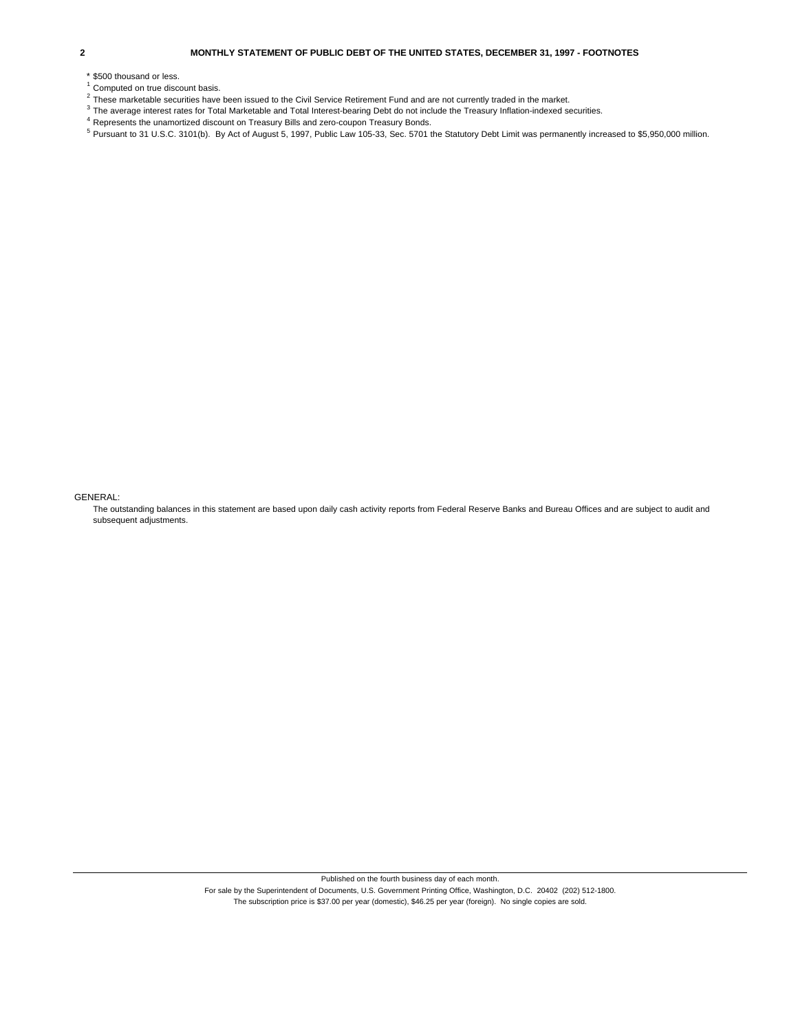## MONTHLY STATEMENT OF PUBLIC DEBT OF THE UNITED STATES, DECEMBER 31, 1997 - FOOTNOTES

\* $500 thousand or less.

[1] Computed on true discount basis.

[2] These marketable securities have been issued to the Civil Service Retirement Fund and are not currently traded in the market.

[3] The average interest rates for Total Marketable and Total Interest-bearing Debt do not include the Treasury Inflation-indexed securities.

[4] Represents the unamortized discount on Treasury Bills and zero-coupon Treasury Bonds.

[5] Pursuant to 31 U.S.C. 3101(b). By Act of August 5, 1997, Public Law 105-33, Sec. 5701 the Statutory Debt Limit was permanently increased to $5,950,000 million.

GENERAL:

The outstanding balances in this statement are based upon daily cash activity reports from Federal Reserve Banks and Bureau Offices and are subject to audit and subsequent adjustments.

Published on the fourth business day of each month.

For sale by the Superintendent of Documents, U.S. Government Printing Office, Washington, D.C. 20402 (202) 512-1800.

The subscription price is $37.00 per year (domestic), $46.25 per year (foreign). No single copies are sold.